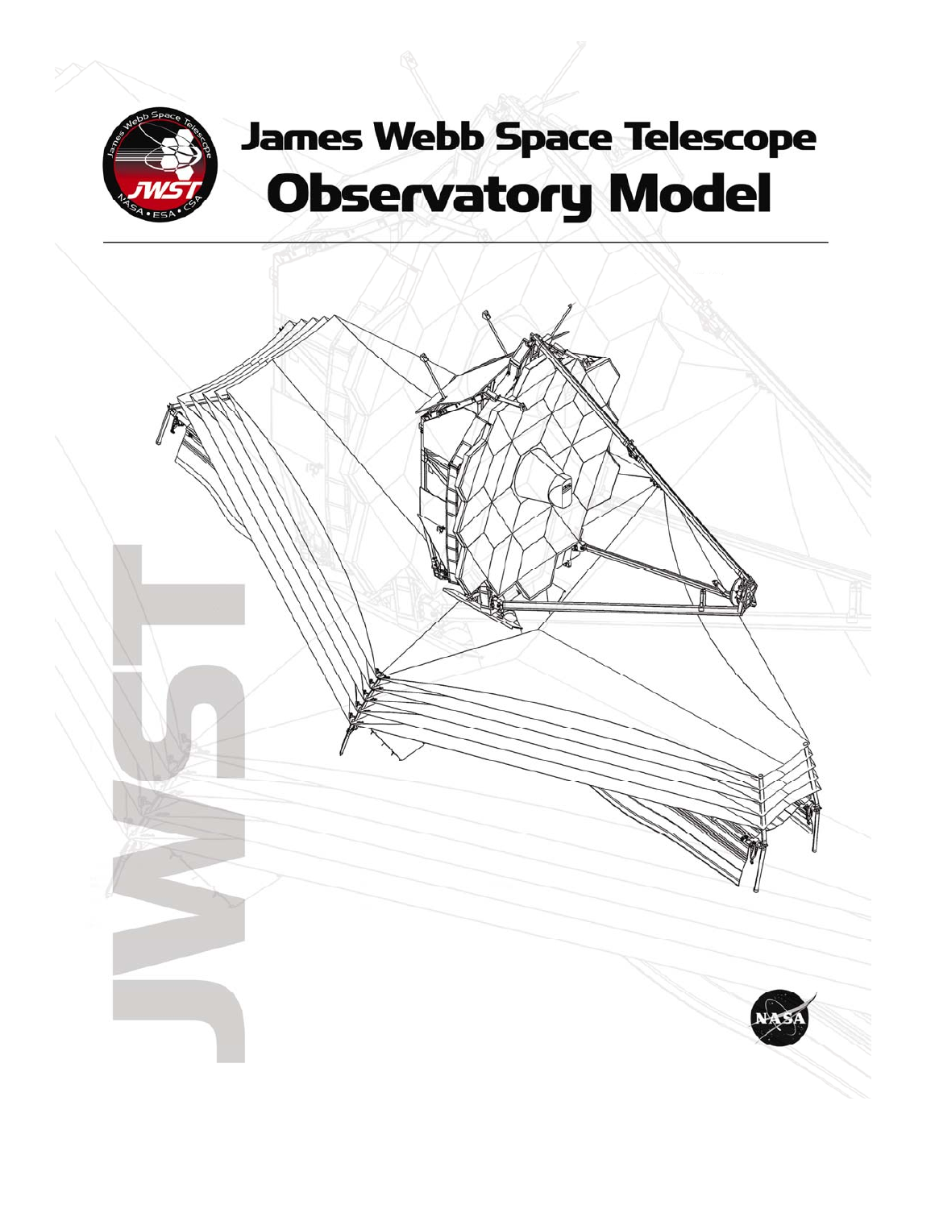# James Webb Space Telescope
# Observatory Model

JWST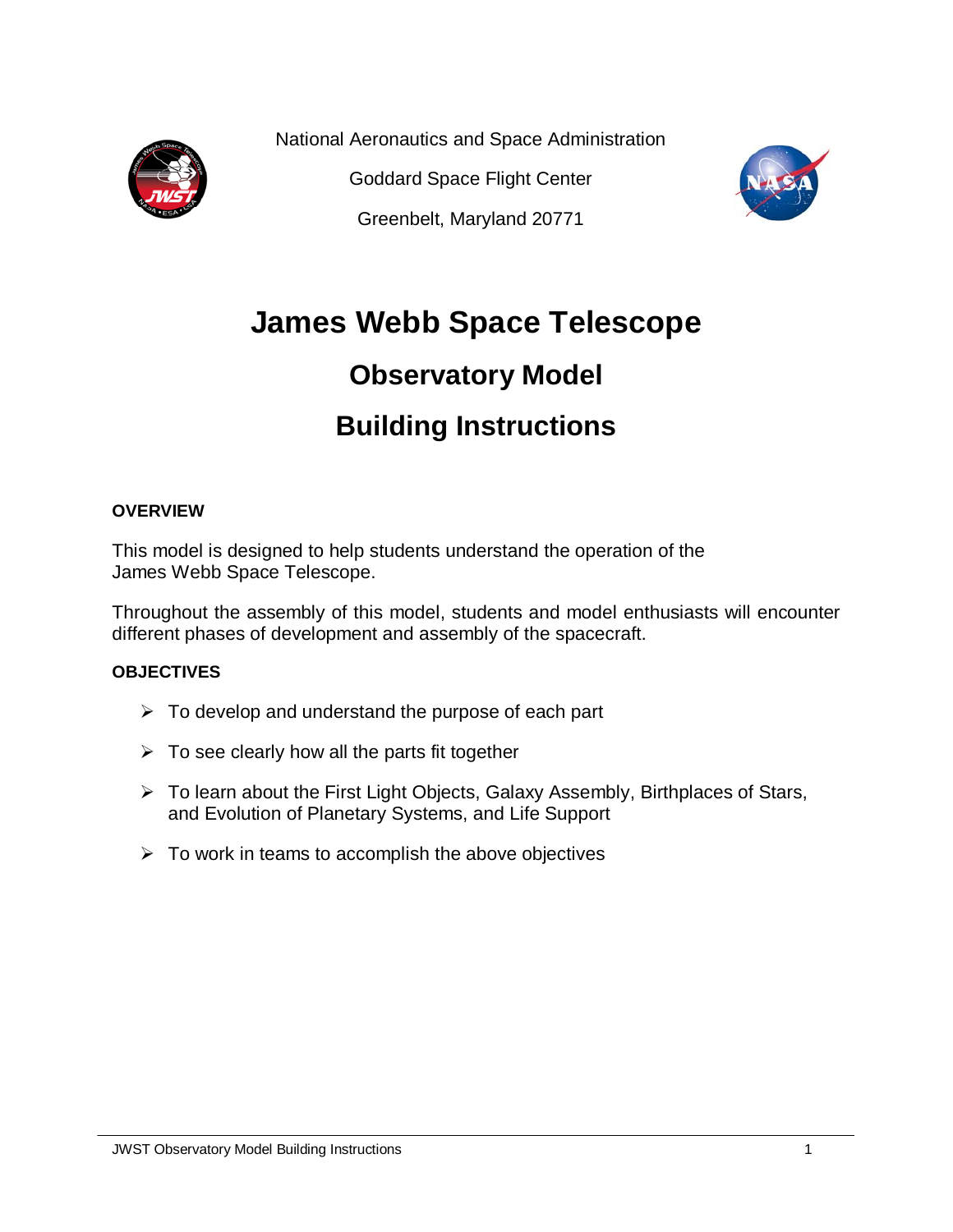National Aeronautics and Space Administration

Goddard Space Flight Center

Greenbelt, Maryland 20771

# James Webb Space Telescope

## Observatory Model

## Building Instructions

**OVERVIEW**

This model is designed to help students understand the operation of the James Webb Space Telescope.

Throughout the assembly of this model, students and model enthusiasts will encounter different phases of development and assembly of the spacecraft.

**OBJECTIVES**

- To develop and understand the purpose of each part
- To see clearly how all the parts fit together
- To learn about the First Light Objects, Galaxy Assembly, Birthplaces of Stars, and Evolution of Planetary Systems, and Life Support
- To work in teams to accomplish the above objectives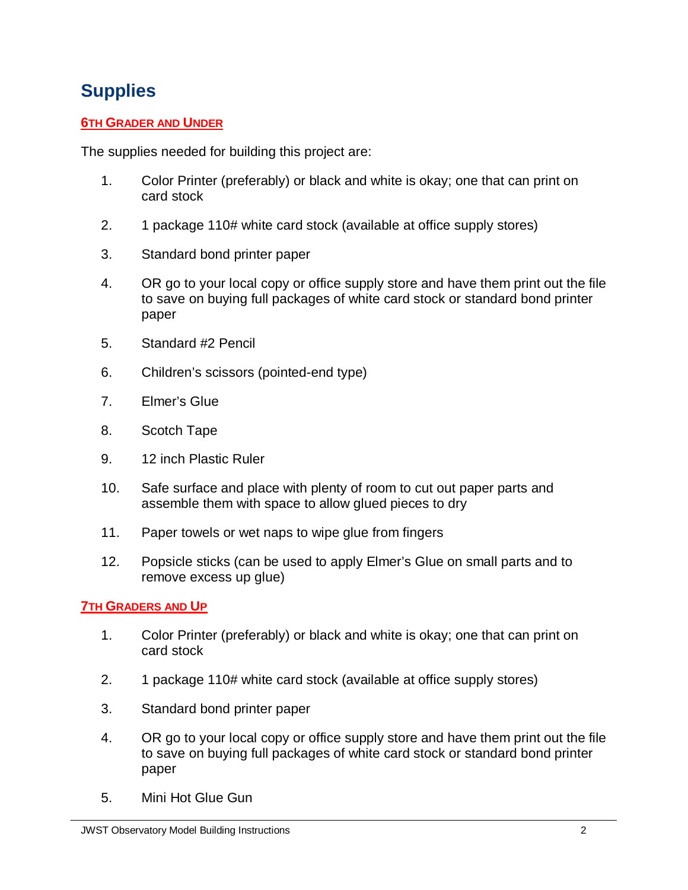# Supplies

## 6TH GRADER AND UNDER

The supplies needed for building this project are:

1. Color Printer (preferably) or black and white is okay; one that can print on card stock
2. 1 package 110# white card stock (available at office supply stores)
3. Standard bond printer paper
4. OR go to your local copy or office supply store and have them print out the file to save on buying full packages of white card stock or standard bond printer paper
5. Standard #2 Pencil
6. Children's scissors (pointed-end type)
7. Elmer's Glue
8. Scotch Tape
9. 12 inch Plastic Ruler
10. Safe surface and place with plenty of room to cut out paper parts and assemble them with space to allow glued pieces to dry
11. Paper towels or wet naps to wipe glue from fingers
12. Popsicle sticks (can be used to apply Elmer's Glue on small parts and to remove excess up glue)

## 7TH GRADERS AND UP

1. Color Printer (preferably) or black and white is okay; one that can print on card stock
2. 1 package 110# white card stock (available at office supply stores)
3. Standard bond printer paper
4. OR go to your local copy or office supply store and have them print out the file to save on buying full packages of white card stock or standard bond printer paper
5. Mini Hot Glue Gun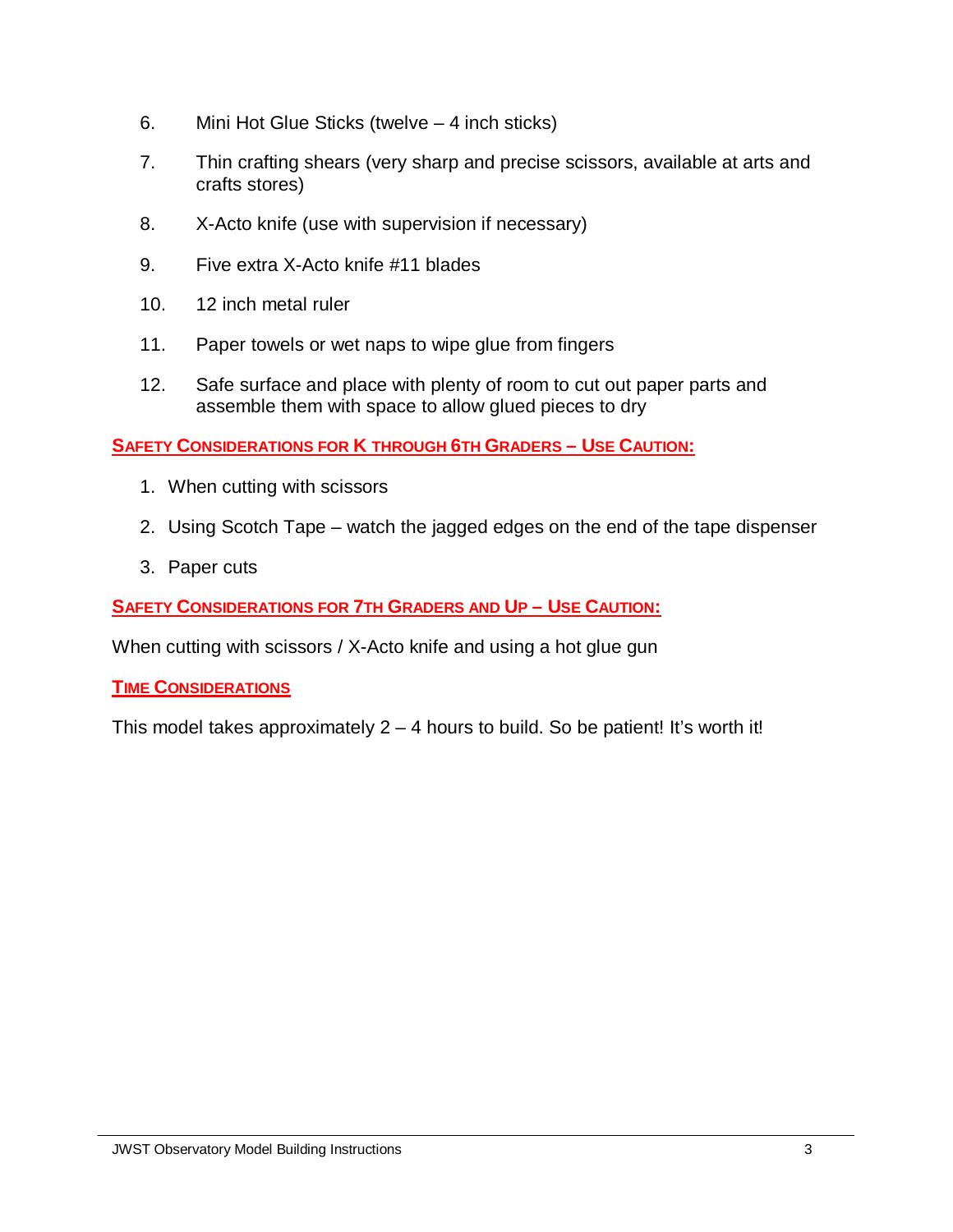6. Mini Hot Glue Sticks (twelve – 4 inch sticks)
7. Thin crafting shears (very sharp and precise scissors, available at arts and crafts stores)
8. X-Acto knife (use with supervision if necessary)
9. Five extra X-Acto knife #11 blades
10. 12 inch metal ruler
11. Paper towels or wet naps to wipe glue from fingers
12. Safe surface and place with plenty of room to cut out paper parts and assemble them with space to allow glued pieces to dry

## SAFETY CONSIDERATIONS FOR K THROUGH 6TH GRADERS – USE CAUTION:

1. When cutting with scissors
2. Using Scotch Tape – watch the jagged edges on the end of the tape dispenser
3. Paper cuts

## SAFETY CONSIDERATIONS FOR 7TH GRADERS AND UP – USE CAUTION:

When cutting with scissors / X-Acto knife and using a hot glue gun

## TIME CONSIDERATIONS

This model takes approximately 2 – 4 hours to build. So be patient! It's worth it!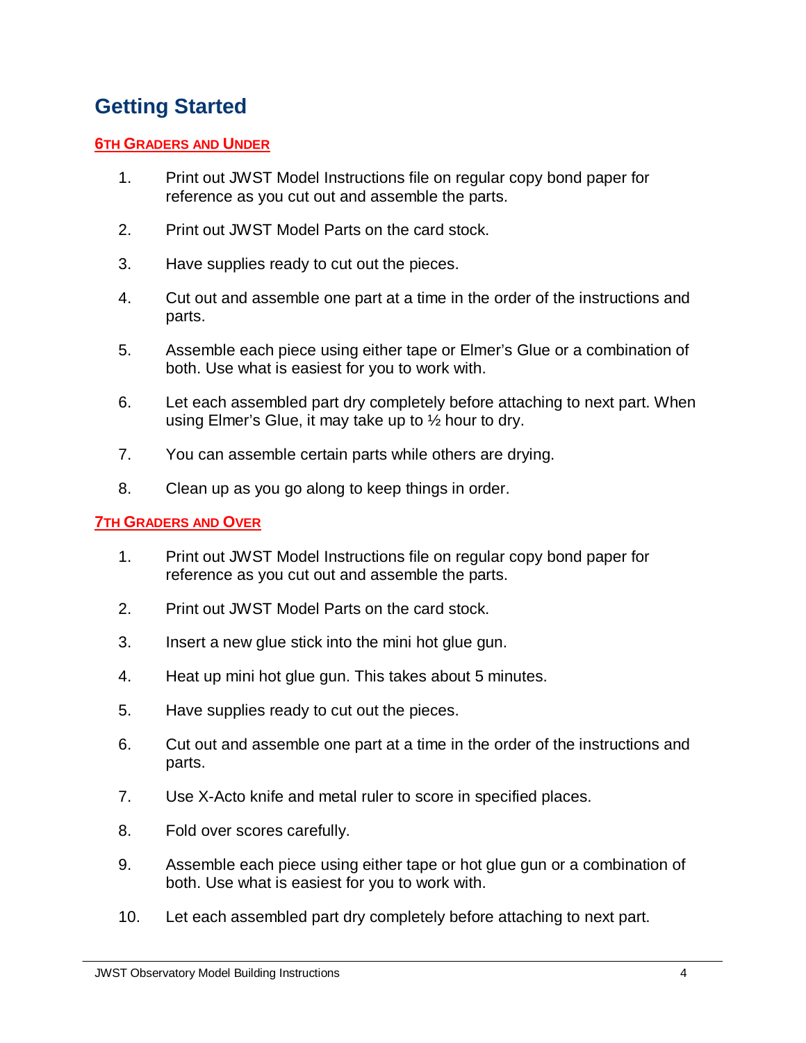## Getting Started

### 6TH GRADERS AND UNDER

1. Print out JWST Model Instructions file on regular copy bond paper for reference as you cut out and assemble the parts.

2. Print out JWST Model Parts on the card stock.

3. Have supplies ready to cut out the pieces.

4. Cut out and assemble one part at a time in the order of the instructions and parts.

5. Assemble each piece using either tape or Elmer's Glue or a combination of both. Use what is easiest for you to work with.

6. Let each assembled part dry completely before attaching to next part. When using Elmer's Glue, it may take up to ½ hour to dry.

7. You can assemble certain parts while others are drying.

8. Clean up as you go along to keep things in order.

### 7TH GRADERS AND OVER

1. Print out JWST Model Instructions file on regular copy bond paper for reference as you cut out and assemble the parts.

2. Print out JWST Model Parts on the card stock.

3. Insert a new glue stick into the mini hot glue gun.

4. Heat up mini hot glue gun. This takes about 5 minutes.

5. Have supplies ready to cut out the pieces.

6. Cut out and assemble one part at a time in the order of the instructions and parts.

7. Use X-Acto knife and metal ruler to score in specified places.

8. Fold over scores carefully.

9. Assemble each piece using either tape or hot glue gun or a combination of both. Use what is easiest for you to work with.

10. Let each assembled part dry completely before attaching to next part.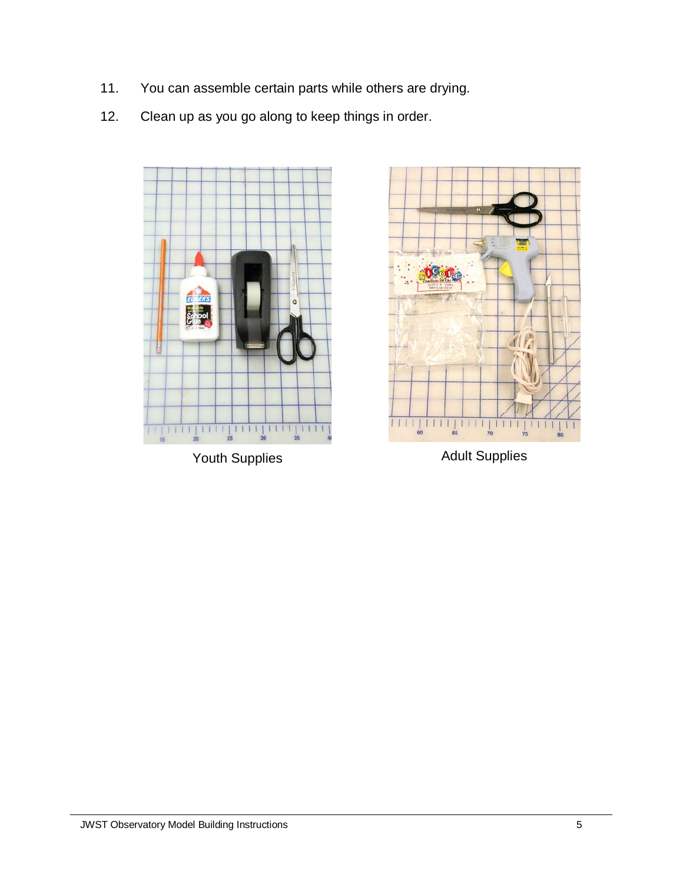11. You can assemble certain parts while others are drying.
12. Clean up as you go along to keep things in order.

Youth Supplies

Adult Supplies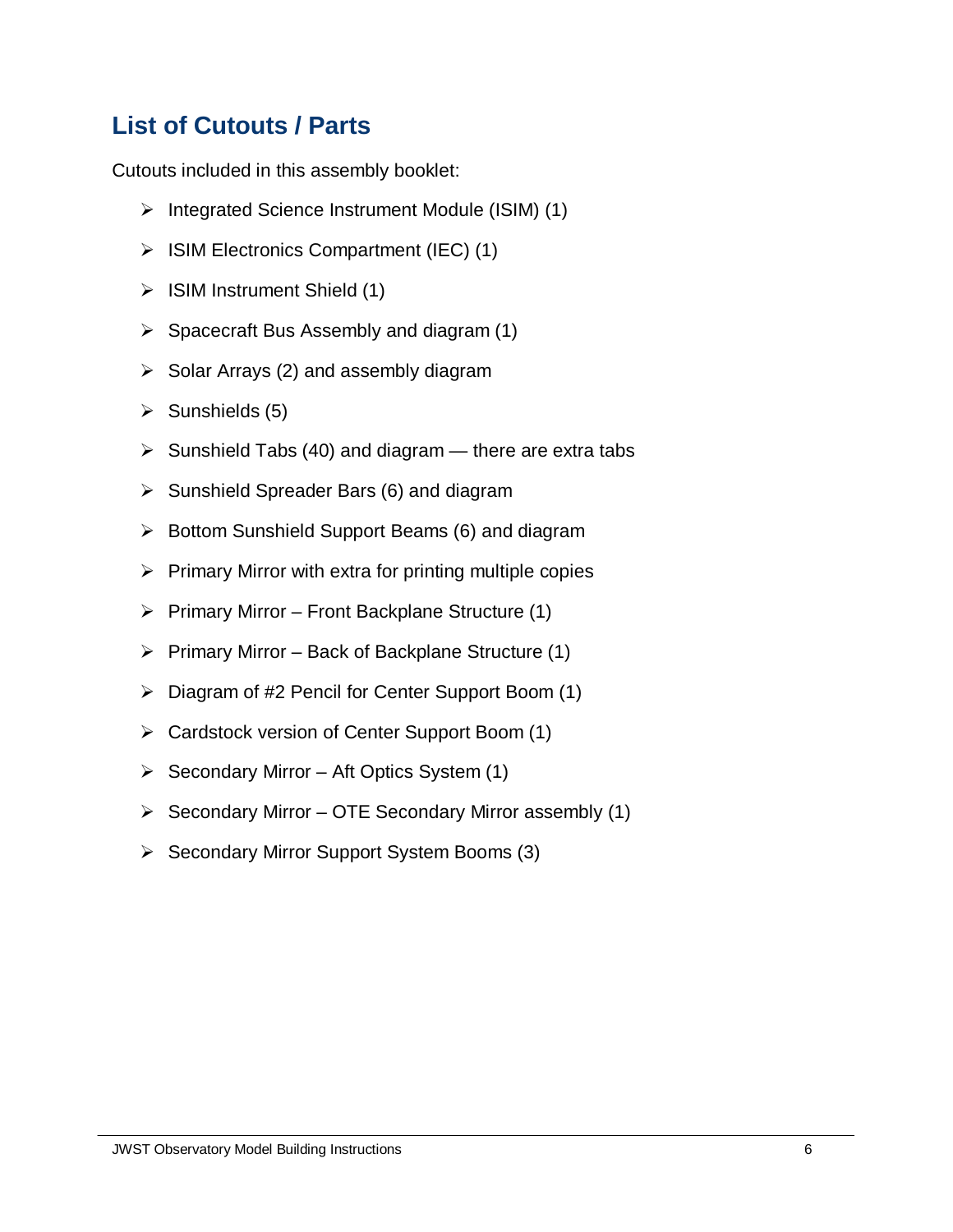## List of Cutouts / Parts

Cutouts included in this assembly booklet:

- Integrated Science Instrument Module (ISIM) (1)
- ISIM Electronics Compartment (IEC) (1)
- ISIM Instrument Shield (1)
- Spacecraft Bus Assembly and diagram (1)
- Solar Arrays (2) and assembly diagram
- Sunshields (5)
- Sunshield Tabs (40) and diagram — there are extra tabs
- Sunshield Spreader Bars (6) and diagram
- Bottom Sunshield Support Beams (6) and diagram
- Primary Mirror with extra for printing multiple copies
- Primary Mirror – Front Backplane Structure (1)
- Primary Mirror – Back of Backplane Structure (1)
- Diagram of #2 Pencil for Center Support Boom (1)
- Cardstock version of Center Support Boom (1)
- Secondary Mirror – Aft Optics System (1)
- Secondary Mirror – OTE Secondary Mirror assembly (1)
- Secondary Mirror Support System Booms (3)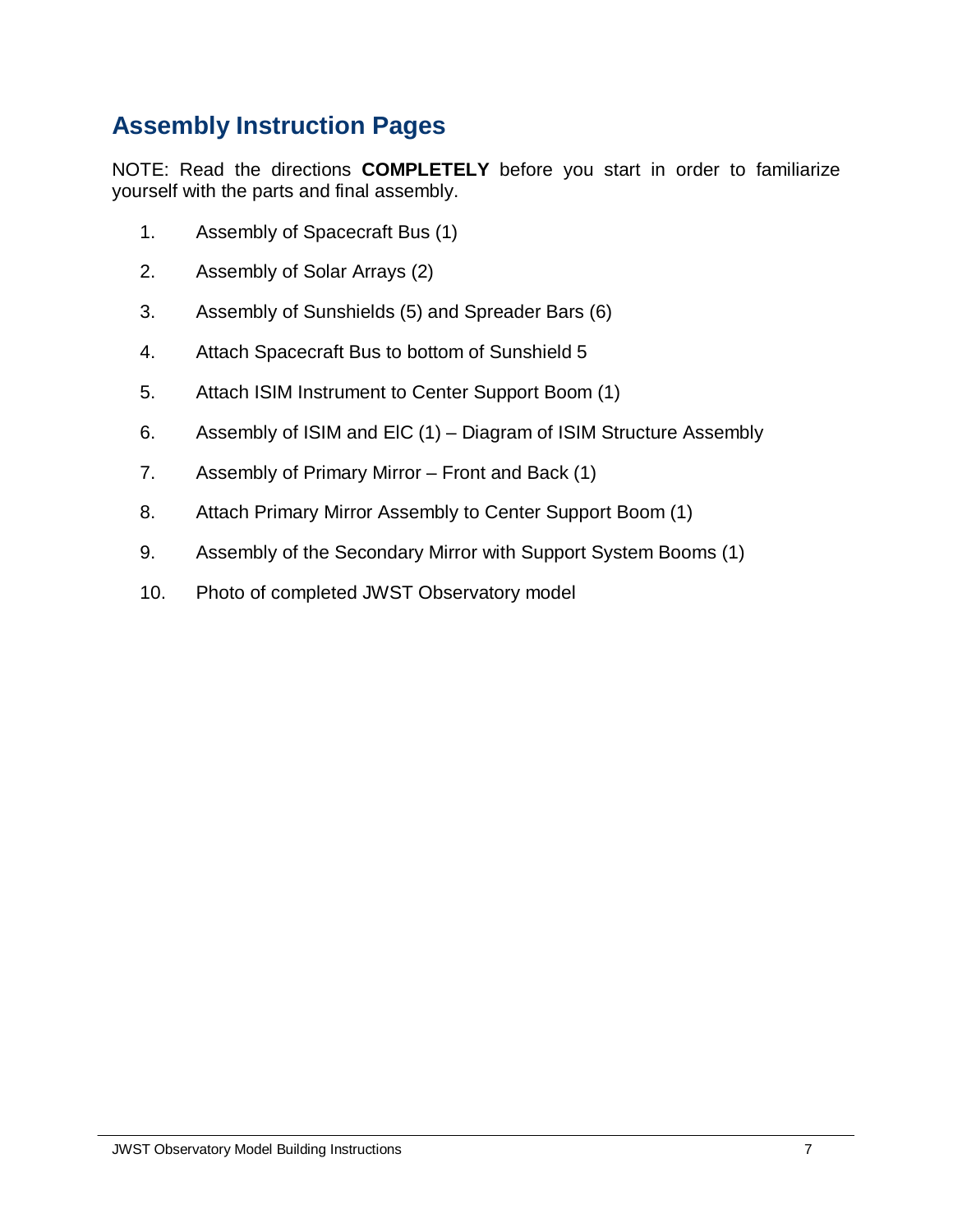## Assembly Instruction Pages

NOTE: Read the directions **COMPLETELY** before you start in order to familiarize yourself with the parts and final assembly.

1. Assembly of Spacecraft Bus (1)
2. Assembly of Solar Arrays (2)
3. Assembly of Sunshields (5) and Spreader Bars (6)
4. Attach Spacecraft Bus to bottom of Sunshield 5
5. Attach ISIM Instrument to Center Support Boom (1)
6. Assembly of ISIM and ElC (1) – Diagram of ISIM Structure Assembly
7. Assembly of Primary Mirror – Front and Back (1)
8. Attach Primary Mirror Assembly to Center Support Boom (1)
9. Assembly of the Secondary Mirror with Support System Booms (1)
10. Photo of completed JWST Observatory model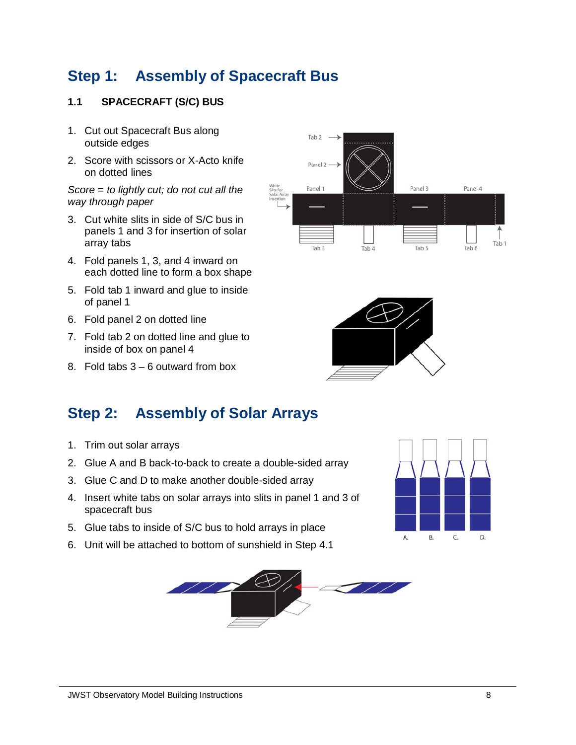# Step 1: Assembly of Spacecraft Bus

### 1.1 SPACECRAFT (S/C) BUS

1. Cut out Spacecraft Bus along outside edges
2. Score with scissors or X-Acto knife on dotted lines

*Score = to lightly cut; do not cut all the way through paper*

3. Cut white slits in side of S/C bus in panels 1 and 3 for insertion of solar array tabs
4. Fold panels 1, 3, and 4 inward on each dotted line to form a box shape
5. Fold tab 1 inward and glue to inside of panel 1
6. Fold panel 2 on dotted line
7. Fold tab 2 on dotted line and glue to inside of box on panel 4
8. Fold tabs 3 – 6 outward from box

# Step 2: Assembly of Solar Arrays

1. Trim out solar arrays
2. Glue A and B back-to-back to create a double-sided array
3. Glue C and D to make another double-sided array
4. Insert white tabs on solar arrays into slits in panel 1 and 3 of spacecraft bus
5. Glue tabs to inside of S/C bus to hold arrays in place
6. Unit will be attached to bottom of sunshield in Step 4.1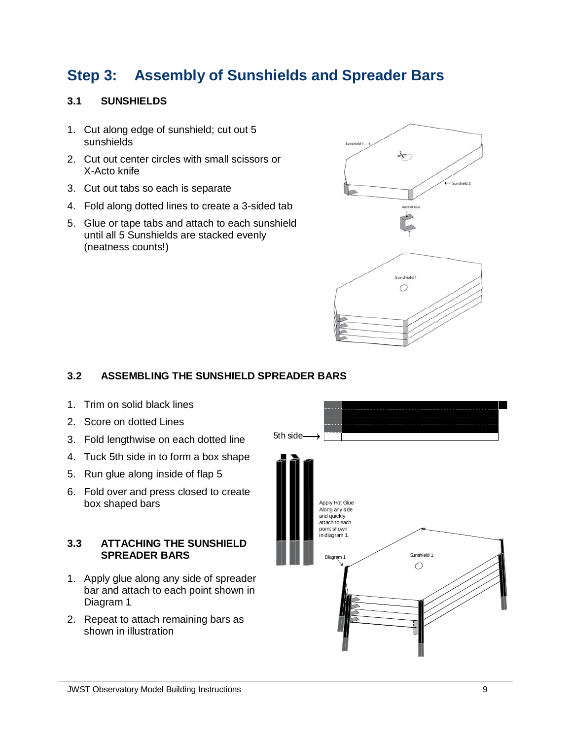# Step 3: Assembly of Sunshields and Spreader Bars

## 3.1 SUNSHIELDS

1. Cut along edge of sunshield; cut out 5 sunshields
2. Cut out center circles with small scissors or X-Acto knife
3. Cut out tabs so each is separate
4. Fold along dotted lines to create a 3-sided tab
5. Glue or tape tabs and attach to each sunshield until all 5 Sunshields are stacked evenly (neatness counts!)

## 3.2 ASSEMBLING THE SUNSHIELD SPREADER BARS

1. Trim on solid black lines
2. Score on dotted Lines
3. Fold lengthwise on each dotted line
4. Tuck 5th side in to form a box shape
5. Run glue along inside of flap 5
6. Fold over and press closed to create box shaped bars

## 3.3 ATTACHING THE SUNSHIELD SPREADER BARS

1. Apply glue along any side of spreader bar and attach to each point shown in Diagram 1
2. Repeat to attach remaining bars as shown in illustration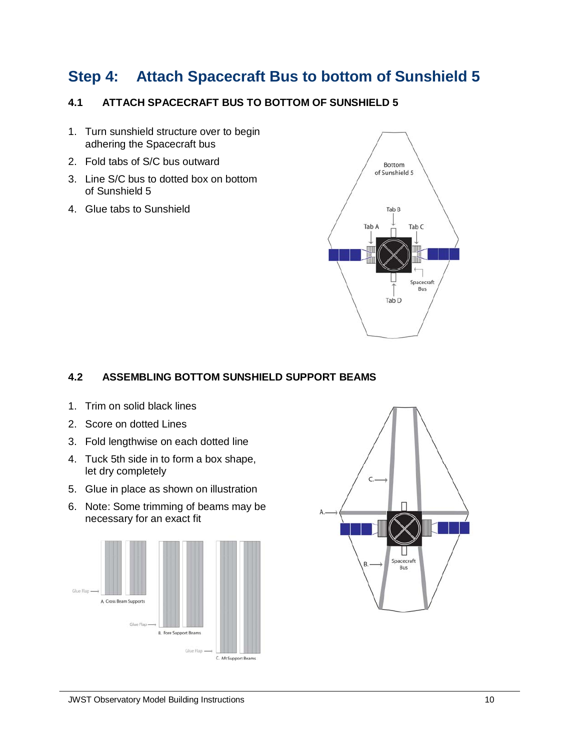# Step 4: Attach Spacecraft Bus to bottom of Sunshield 5

## 4.1 ATTACH SPACECRAFT BUS TO BOTTOM OF SUNSHIELD 5

1. Turn sunshield structure over to begin adhering the Spacecraft bus
2. Fold tabs of S/C bus outward
3. Line S/C bus to dotted box on bottom of Sunshield 5
4. Glue tabs to Sunshield

## 4.2 ASSEMBLING BOTTOM SUNSHIELD SUPPORT BEAMS

1. Trim on solid black lines
2. Score on dotted Lines
3. Fold lengthwise on each dotted line
4. Tuck 5th side in to form a box shape, let dry completely
5. Glue in place as shown on illustration
6. Note: Some trimming of beams may be necessary for an exact fit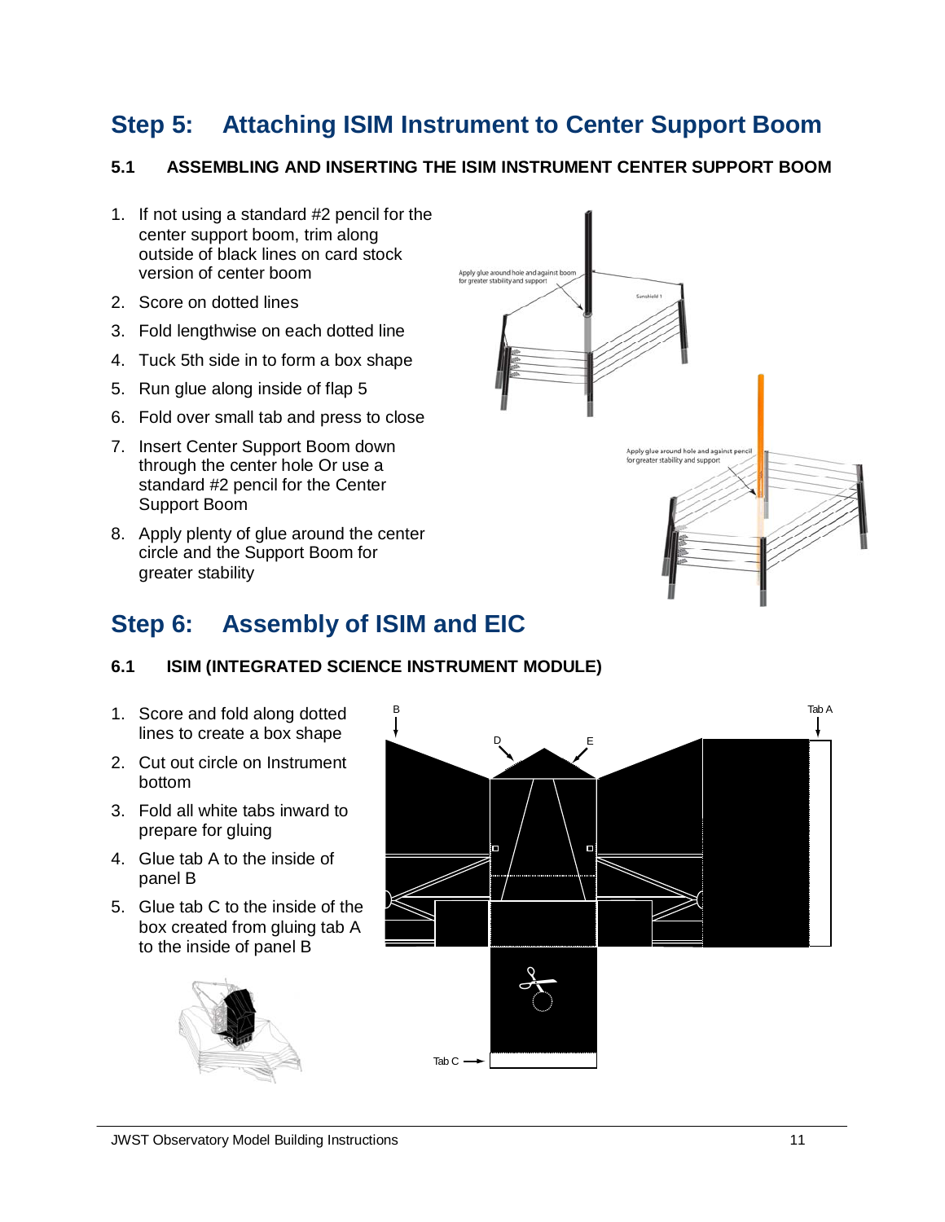# Step 5: Attaching ISIM Instrument to Center Support Boom

### 5.1 ASSEMBLING AND INSERTING THE ISIM INSTRUMENT CENTER SUPPORT BOOM

1. If not using a standard #2 pencil for the center support boom, trim along outside of black lines on card stock version of center boom
2. Score on dotted lines
3. Fold lengthwise on each dotted line
4. Tuck 5th side in to form a box shape
5. Run glue along inside of flap 5
6. Fold over small tab and press to close
7. Insert Center Support Boom down through the center hole Or use a standard #2 pencil for the Center Support Boom
8. Apply plenty of glue around the center circle and the Support Boom for greater stability

Apply glue around hole and against boom for greater stability and support

Sunshield 1

Apply glue around hole and against pencil for greater stability and support

# Step 6: Assembly of ISIM and EIC

### 6.1 ISIM (INTEGRATED SCIENCE INSTRUMENT MODULE)

1. Score and fold along dotted lines to create a box shape
2. Cut out circle on Instrument bottom
3. Fold all white tabs inward to prepare for gluing
4. Glue tab A to the inside of panel B
5. Glue tab C to the inside of the box created from gluing tab A to the inside of panel B

B

D

E

Tab A

Tab C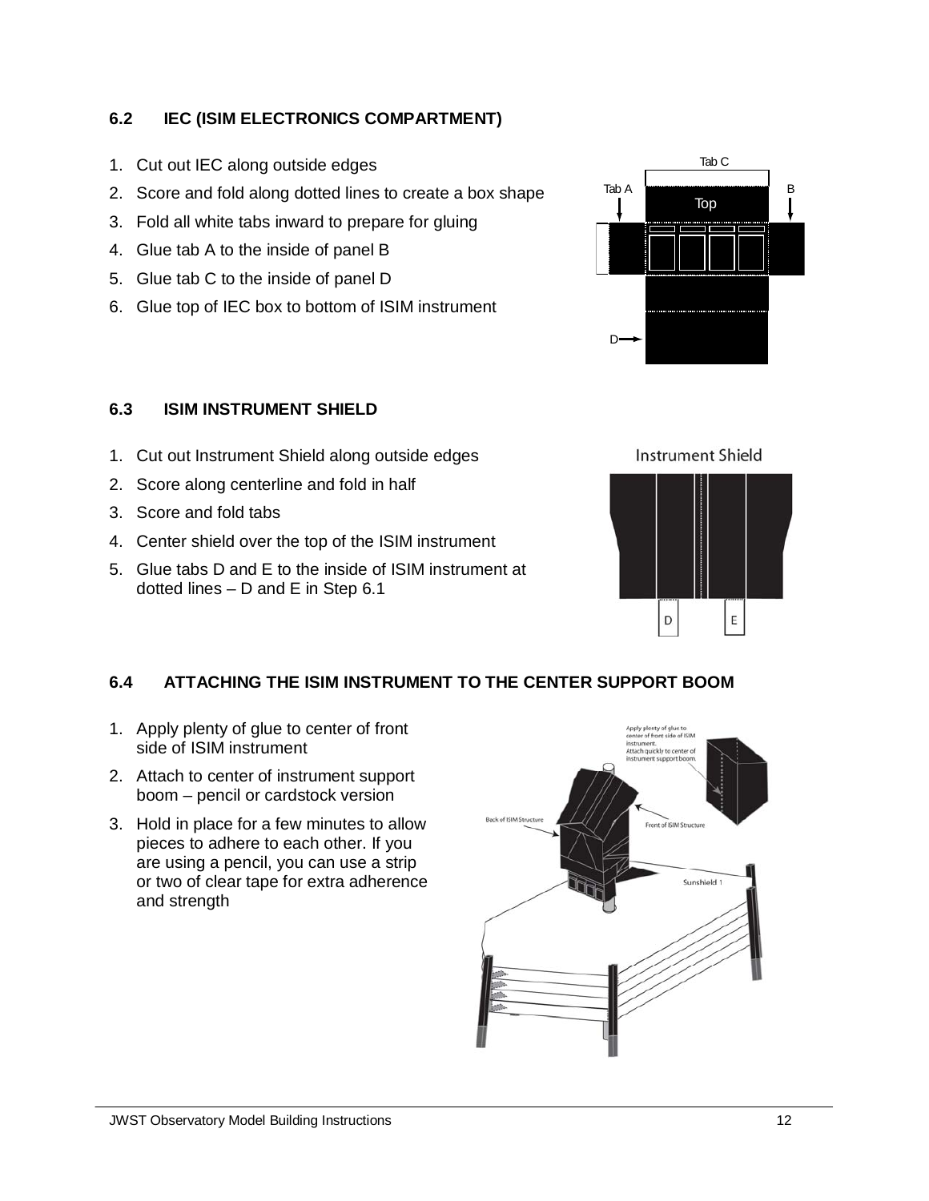## 6.2 IEC (ISIM ELECTRONICS COMPARTMENT)

1. Cut out IEC along outside edges
2. Score and fold along dotted lines to create a box shape
3. Fold all white tabs inward to prepare for gluing
4. Glue tab A to the inside of panel B
5. Glue tab C to the inside of panel D
6. Glue top of IEC box to bottom of ISIM instrument

## 6.3 ISIM INSTRUMENT SHIELD

1. Cut out Instrument Shield along outside edges
2. Score along centerline and fold in half
3. Score and fold tabs
4. Center shield over the top of the ISIM instrument
5. Glue tabs D and E to the inside of ISIM instrument at dotted lines – D and E in Step 6.1

## 6.4 ATTACHING THE ISIM INSTRUMENT TO THE CENTER SUPPORT BOOM

1. Apply plenty of glue to center of front side of ISIM instrument
2. Attach to center of instrument support boom – pencil or cardstock version
3. Hold in place for a few minutes to allow pieces to adhere to each other. If you are using a pencil, you can use a strip or two of clear tape for extra adherence and strength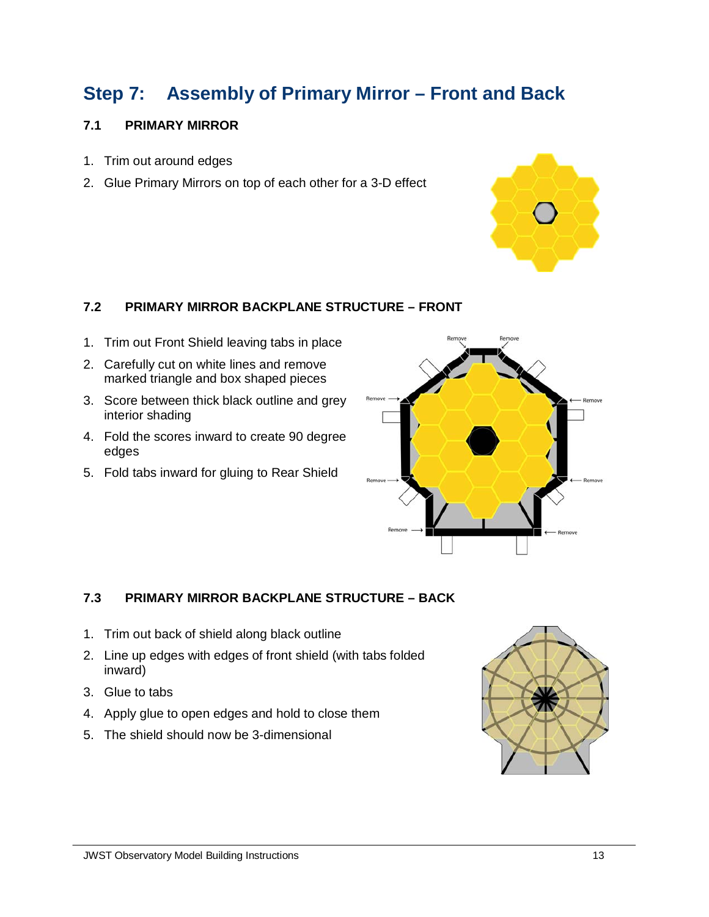# Step 7: Assembly of Primary Mirror – Front and Back

## 7.1 PRIMARY MIRROR

1. Trim out around edges
2. Glue Primary Mirrors on top of each other for a 3-D effect

## 7.2 PRIMARY MIRROR BACKPLANE STRUCTURE – FRONT

1. Trim out Front Shield leaving tabs in place
2. Carefully cut on white lines and remove marked triangle and box shaped pieces
3. Score between thick black outline and grey interior shading
4. Fold the scores inward to create 90 degree edges
5. Fold tabs inward for gluing to Rear Shield

## 7.3 PRIMARY MIRROR BACKPLANE STRUCTURE – BACK

1. Trim out back of shield along black outline
2. Line up edges with edges of front shield (with tabs folded inward)
3. Glue to tabs
4. Apply glue to open edges and hold to close them
5. The shield should now be 3-dimensional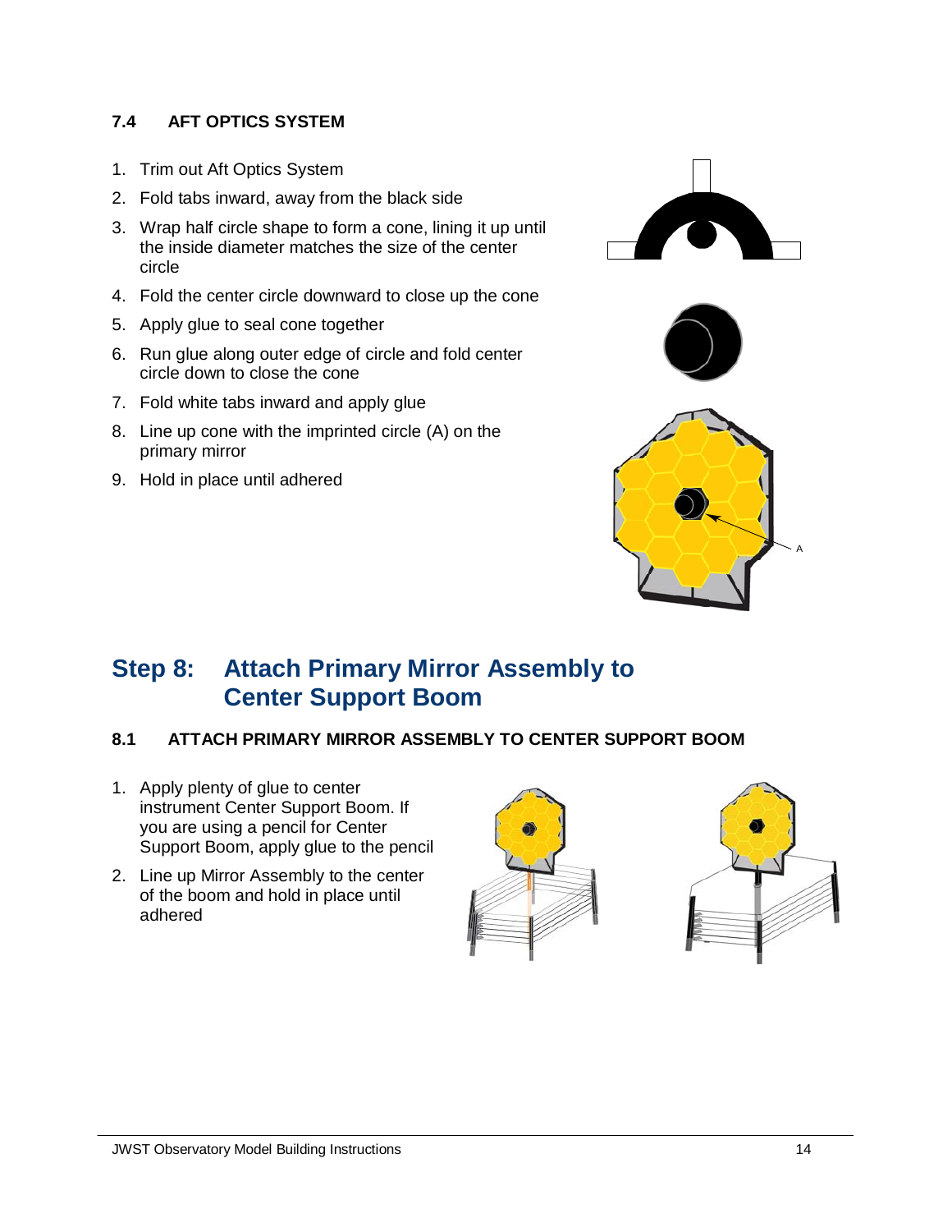### 7.4 AFT OPTICS SYSTEM

1. Trim out Aft Optics System
2. Fold tabs inward, away from the black side
3. Wrap half circle shape to form a cone, lining it up until the inside diameter matches the size of the center circle
4. Fold the center circle downward to close up the cone
5. Apply glue to seal cone together
6. Run glue along outer edge of circle and fold center circle down to close the cone
7. Fold white tabs inward and apply glue
8. Line up cone with the imprinted circle (A) on the primary mirror
9. Hold in place until adhered

## Step 8: Attach Primary Mirror Assembly to Center Support Boom

### 8.1 ATTACH PRIMARY MIRROR ASSEMBLY TO CENTER SUPPORT BOOM

1. Apply plenty of glue to center instrument Center Support Boom. If you are using a pencil for Center Support Boom, apply glue to the pencil
2. Line up Mirror Assembly to the center of the boom and hold in place until adhered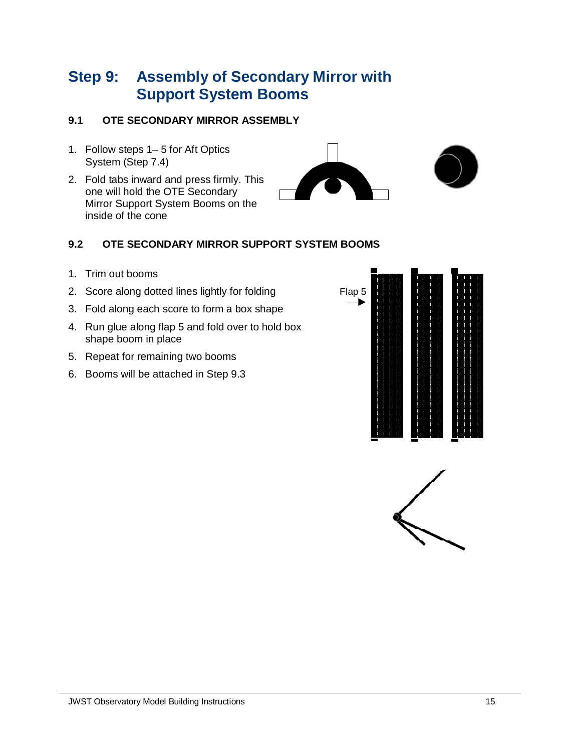# Step 9: Assembly of Secondary Mirror with Support System Booms

## 9.1 OTE SECONDARY MIRROR ASSEMBLY

1. Follow steps 1– 5 for Aft Optics System (Step 7.4)
2. Fold tabs inward and press firmly. This one will hold the OTE Secondary Mirror Support System Booms on the inside of the cone

## 9.2 OTE SECONDARY MIRROR SUPPORT SYSTEM BOOMS

1. Trim out booms
2. Score along dotted lines lightly for folding
3. Fold along each score to form a box shape
4. Run glue along flap 5 and fold over to hold box shape boom in place
5. Repeat for remaining two booms
6. Booms will be attached in Step 9.3

Flap 5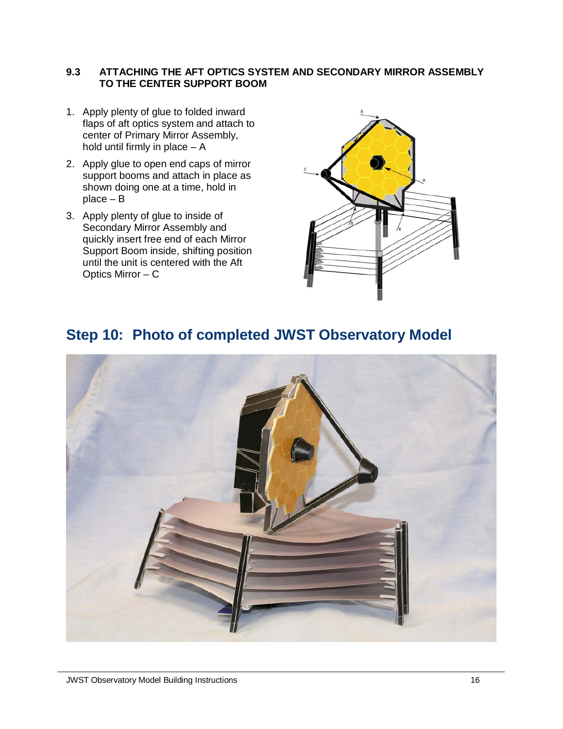### 9.3 ATTACHING THE AFT OPTICS SYSTEM AND SECONDARY MIRROR ASSEMBLY TO THE CENTER SUPPORT BOOM

1. Apply plenty of glue to folded inward flaps of aft optics system and attach to center of Primary Mirror Assembly, hold until firmly in place – A
2. Apply glue to open end caps of mirror support booms and attach in place as shown doing one at a time, hold in place – B
3. Apply plenty of glue to inside of Secondary Mirror Assembly and quickly insert free end of each Mirror Support Boom inside, shifting position until the unit is centered with the Aft Optics Mirror – C

## Step 10: Photo of completed JWST Observatory Model